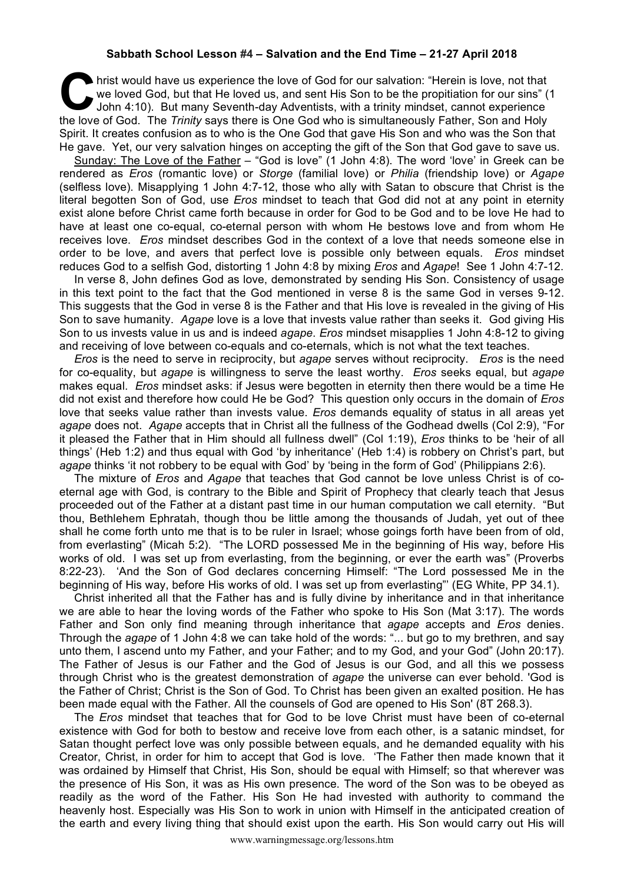**Sabbath School Lesson #4 – Salvation and the End Time – 21-27 April 2018**

Christ would have us experience the love of God for our salvation: "Herein is love, not that we loved God, but that He loved us, and sent His Son to be the propitiation for our sins" (1 John 4:10). But many Seventh-day Adventists, with a trinity mindset, cannot experience the love of God. The *Trinity* says there is One God who is simultaneously Father, Son and Holy Spirit. It creates confusion as to who is the One God that gave His Son and who was the Son that He gave. Yet, our very salvation hinges on accepting the gift of the Son that God gave to save us.

Sunday: The Love of the Father – "God is love" (1 John 4:8). The word 'love' in Greek can be rendered as *Eros* (romantic love) or *Storge* (familial love) or *Philia* (friendship love) or *Agape* (selfless love). Misapplying 1 John 4:7-12, those who ally with Satan to obscure that Christ is the literal begotten Son of God, use *Eros* mindset to teach that God did not at any point in eternity exist alone before Christ came forth because in order for God to be God and to be love He had to have at least one co-equal, co-eternal person with whom He bestows love and from whom He receives love. *Eros* mindset describes God in the context of a love that needs someone else in order to be love, and avers that perfect love is possible only between equals. *Eros* mindset reduces God to a selfish God, distorting 1 John 4:8 by mixing *Eros* and *Agape*! See 1 John 4:7-12.

In verse 8, John defines God as love, demonstrated by sending His Son. Consistency of usage in this text point to the fact that the God mentioned in verse 8 is the same God in verses 9-12. This suggests that the God in verse 8 is the Father and that His love is revealed in the giving of His Son to save humanity. *Agape* love is a love that invests value rather than seeks it. God giving His Son to us invests value in us and is indeed *agape*. *Eros* mindset misapplies 1 John 4:8-12 to giving and receiving of love between co-equals and co-eternals, which is not what the text teaches.

*Eros* is the need to serve in reciprocity, but *agape* serves without reciprocity. *Eros* is the need for co-equality, but *agape* is willingness to serve the least worthy. *Eros* seeks equal, but *agape* makes equal. *Eros* mindset asks: if Jesus were begotten in eternity then there would be a time He did not exist and therefore how could He be God? This question only occurs in the domain of *Eros* love that seeks value rather than invests value. *Eros* demands equality of status in all areas yet *agape* does not. *Agape* accepts that in Christ all the fullness of the Godhead dwells (Col 2:9), "For it pleased the Father that in Him should all fullness dwell" (Col 1:19), *Eros* thinks to be 'heir of all things' (Heb 1:2) and thus equal with God 'by inheritance' (Heb 1:4) is robbery on Christ's part, but *agape* thinks 'it not robbery to be equal with God' by 'being in the form of God' (Philippians 2:6).

The mixture of *Eros* and *Agape* that teaches that God cannot be love unless Christ is of co-eternal age with God, is contrary to the Bible and Spirit of Prophecy that clearly teach that Jesus proceeded out of the Father at a distant past time in our human computation we call eternity. "But thou, Bethlehem Ephratah, though thou be little among the thousands of Judah, yet out of thee shall he come forth unto me that is to be ruler in Israel; whose goings forth have been from of old, from everlasting" (Micah 5:2). "The LORD possessed Me in the beginning of His way, before His works of old. I was set up from everlasting, from the beginning, or ever the earth was" (Proverbs 8:22-23). 'And the Son of God declares concerning Himself: "The Lord possessed Me in the beginning of His way, before His works of old. I was set up from everlasting"' (EG White, PP 34.1).

Christ inherited all that the Father has and is fully divine by inheritance and in that inheritance we are able to hear the loving words of the Father who spoke to His Son (Mat 3:17). The words Father and Son only find meaning through inheritance that *agape* accepts and *Eros* denies. Through the *agape* of 1 John 4:8 we can take hold of the words: "... but go to my brethren, and say unto them, I ascend unto my Father, and your Father; and to my God, and your God" (John 20:17). The Father of Jesus is our Father and the God of Jesus is our God, and all this we possess through Christ who is the greatest demonstration of *agape* the universe can ever behold. 'God is the Father of Christ; Christ is the Son of God. To Christ has been given an exalted position. He has been made equal with the Father. All the counsels of God are opened to His Son' (8T 268.3).

The *Eros* mindset that teaches that for God to be love Christ must have been of co-eternal existence with God for both to bestow and receive love from each other, is a satanic mindset, for Satan thought perfect love was only possible between equals, and he demanded equality with his Creator, Christ, in order for him to accept that God is love. 'The Father then made known that it was ordained by Himself that Christ, His Son, should be equal with Himself; so that wherever was the presence of His Son, it was as His own presence. The word of the Son was to be obeyed as readily as the word of the Father. His Son He had invested with authority to command the heavenly host. Especially was His Son to work in union with Himself in the anticipated creation of the earth and every living thing that should exist upon the earth. His Son would carry out His will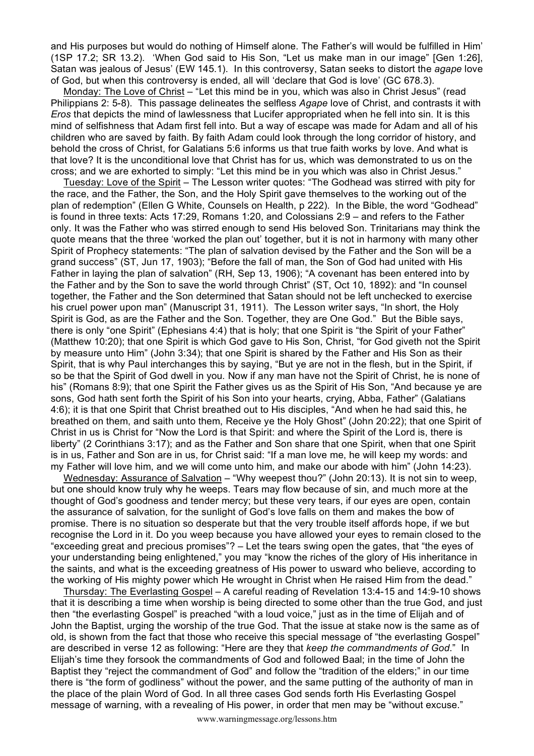and His purposes but would do nothing of Himself alone. The Father's will would be fulfilled in Him' (1SP 17.2; SR 13.2). 'When God said to His Son, "Let us make man in our image" [Gen 1:26], Satan was jealous of Jesus' (EW 145.1). In this controversy, Satan seeks to distort the *agape* love of God, but when this controversy is ended, all will 'declare that God is love' (GC 678.3).

Monday: The Love of Christ – "Let this mind be in you, which was also in Christ Jesus" (read Philippians 2: 5-8). This passage delineates the selfless *Agape* love of Christ, and contrasts it with *Eros* that depicts the mind of lawlessness that Lucifer appropriated when he fell into sin. It is this mind of selfishness that Adam first fell into. But a way of escape was made for Adam and all of his children who are saved by faith. By faith Adam could look through the long corridor of history, and behold the cross of Christ, for Galatians 5:6 informs us that true faith works by love. And what is that love? It is the unconditional love that Christ has for us, which was demonstrated to us on the cross; and we are exhorted to simply: "Let this mind be in you which was also in Christ Jesus."

Tuesday: Love of the Spirit – The Lesson writer quotes: "The Godhead was stirred with pity for the race, and the Father, the Son, and the Holy Spirit gave themselves to the working out of the plan of redemption" (Ellen G White, Counsels on Health, p 222). In the Bible, the word "Godhead" is found in three texts: Acts 17:29, Romans 1:20, and Colossians 2:9 – and refers to the Father only. It was the Father who was stirred enough to send His beloved Son. Trinitarians may think the quote means that the three 'worked the plan out' together, but it is not in harmony with many other Spirit of Prophecy statements: "The plan of salvation devised by the Father and the Son will be a grand success" (ST, Jun 17, 1903); "Before the fall of man, the Son of God had united with His Father in laying the plan of salvation" (RH, Sep 13, 1906); "A covenant has been entered into by the Father and by the Son to save the world through Christ" (ST, Oct 10, 1892): and "In counsel together, the Father and the Son determined that Satan should not be left unchecked to exercise his cruel power upon man" (Manuscript 31, 1911). The Lesson writer says, "In short, the Holy Spirit is God, as are the Father and the Son. Together, they are One God." But the Bible says, there is only "one Spirit" (Ephesians 4:4) that is holy; that one Spirit is "the Spirit of your Father" (Matthew 10:20); that one Spirit is which God gave to His Son, Christ, "for God giveth not the Spirit by measure unto Him" (John 3:34); that one Spirit is shared by the Father and His Son as their Spirit, that is why Paul interchanges this by saying, "But ye are not in the flesh, but in the Spirit, if so be that the Spirit of God dwell in you. Now if any man have not the Spirit of Christ, he is none of his" (Romans 8:9); that one Spirit the Father gives us as the Spirit of His Son, "And because ye are sons, God hath sent forth the Spirit of his Son into your hearts, crying, Abba, Father" (Galatians 4:6); it is that one Spirit that Christ breathed out to His disciples, "And when he had said this, he breathed on them, and saith unto them, Receive ye the Holy Ghost" (John 20:22); that one Spirit of Christ in us is Christ for "Now the Lord is that Spirit: and where the Spirit of the Lord is, there is liberty" (2 Corinthians 3:17); and as the Father and Son share that one Spirit, when that one Spirit is in us, Father and Son are in us, for Christ said: "If a man love me, he will keep my words: and my Father will love him, and we will come unto him, and make our abode with him" (John 14:23).

Wednesday: Assurance of Salvation – "Why weepest thou?" (John 20:13). It is not sin to weep, but one should know truly why he weeps. Tears may flow because of sin, and much more at the thought of God's goodness and tender mercy; but these very tears, if our eyes are open, contain the assurance of salvation, for the sunlight of God's love falls on them and makes the bow of promise. There is no situation so desperate but that the very trouble itself affords hope, if we but recognise the Lord in it. Do you weep because you have allowed your eyes to remain closed to the "exceeding great and precious promises"? – Let the tears swing open the gates, that "the eyes of your understanding being enlightened," you may "know the riches of the glory of His inheritance in the saints, and what is the exceeding greatness of His power to usward who believe, according to the working of His mighty power which He wrought in Christ when He raised Him from the dead."

Thursday: The Everlasting Gospel – A careful reading of Revelation 13:4-15 and 14:9-10 shows that it is describing a time when worship is being directed to some other than the true God, and just then "the everlasting Gospel" is preached "with a loud voice," just as in the time of Elijah and of John the Baptist, urging the worship of the true God. That the issue at stake now is the same as of old, is shown from the fact that those who receive this special message of "the everlasting Gospel" are described in verse 12 as following: "Here are they that *keep the commandments of God*." In Elijah's time they forsook the commandments of God and followed Baal; in the time of John the Baptist they "reject the commandment of God" and follow the "tradition of the elders;" in our time there is "the form of godliness" without the power, and the same putting of the authority of man in the place of the plain Word of God. In all three cases God sends forth His Everlasting Gospel message of warning, with a revealing of His power, in order that men may be "without excuse."

www.warningmessage.org/lessons.htm